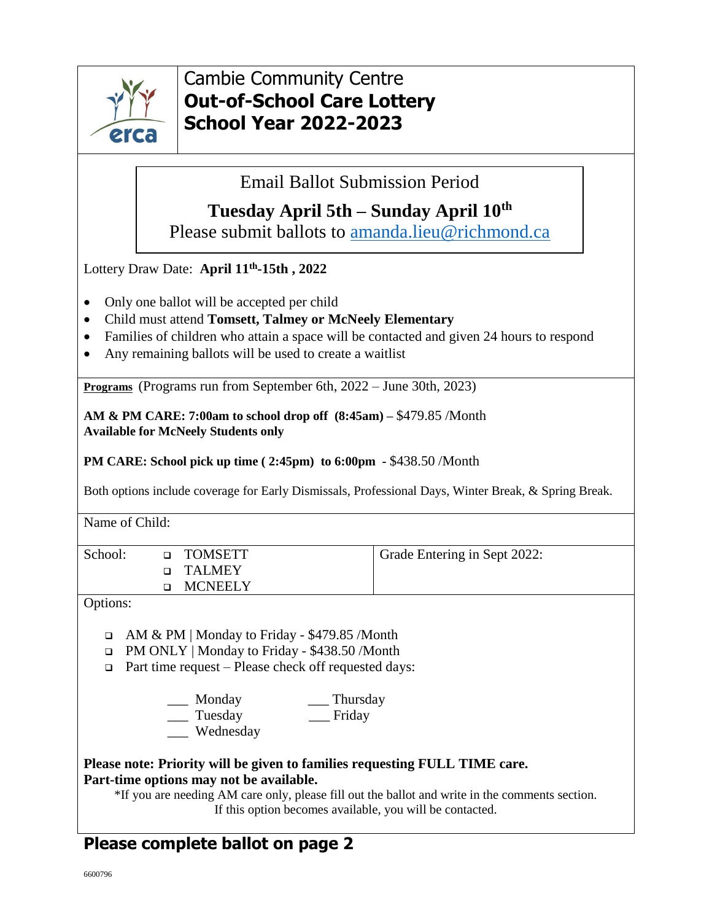# Cambie Community Centre
## Out-of-School Care Lottery
## School Year 2022-2023

### Email Ballot Submission Period

**Tuesday April 5th – Sunday April 10th**

Please submit ballots to amanda.lieu@richmond.ca

Lottery Draw Date: **April 11th-15th , 2022**

- Only one ballot will be accepted per child
- Child must attend **Tomsett, Talmey or McNeely Elementary**
- Families of children who attain a space will be contacted and given 24 hours to respond
- Any remaining ballots will be used to create a waitlist

**Programs** (Programs run from September 6th, 2022 – June 30th, 2023)

**AM & PM CARE: 7:00am to school drop off (8:45am) –** $479.85 /Month
**Available for McNeely Students only**

**PM CARE: School pick up time ( 2:45pm) to 6:00pm** - $438.50 /Month

Both options include coverage for Early Dismissals, Professional Days, Winter Break, & Spring Break.

Name of Child:

School:
- ❑ TOMSETT
- ❑ TALMEY
- ❑ MCNEELY

Grade Entering in Sept 2022:

Options:

- ❑ AM & PM | Monday to Friday - $479.85 /Month
- ❑ PM ONLY | Monday to Friday - $438.50 /Month
- ❑ Part time request – Please check off requested days:

  ___ Monday
  ___ Tuesday
  ___ Wednesday
  ___ Thursday
  ___ Friday

**Please note: Priority will be given to families requesting FULL TIME care.**
**Part-time options may not be available.**

*If you are needing AM care only, please fill out the ballot and write in the comments section. If this option becomes available, you will be contacted.

**Please complete ballot on page 2**

6600796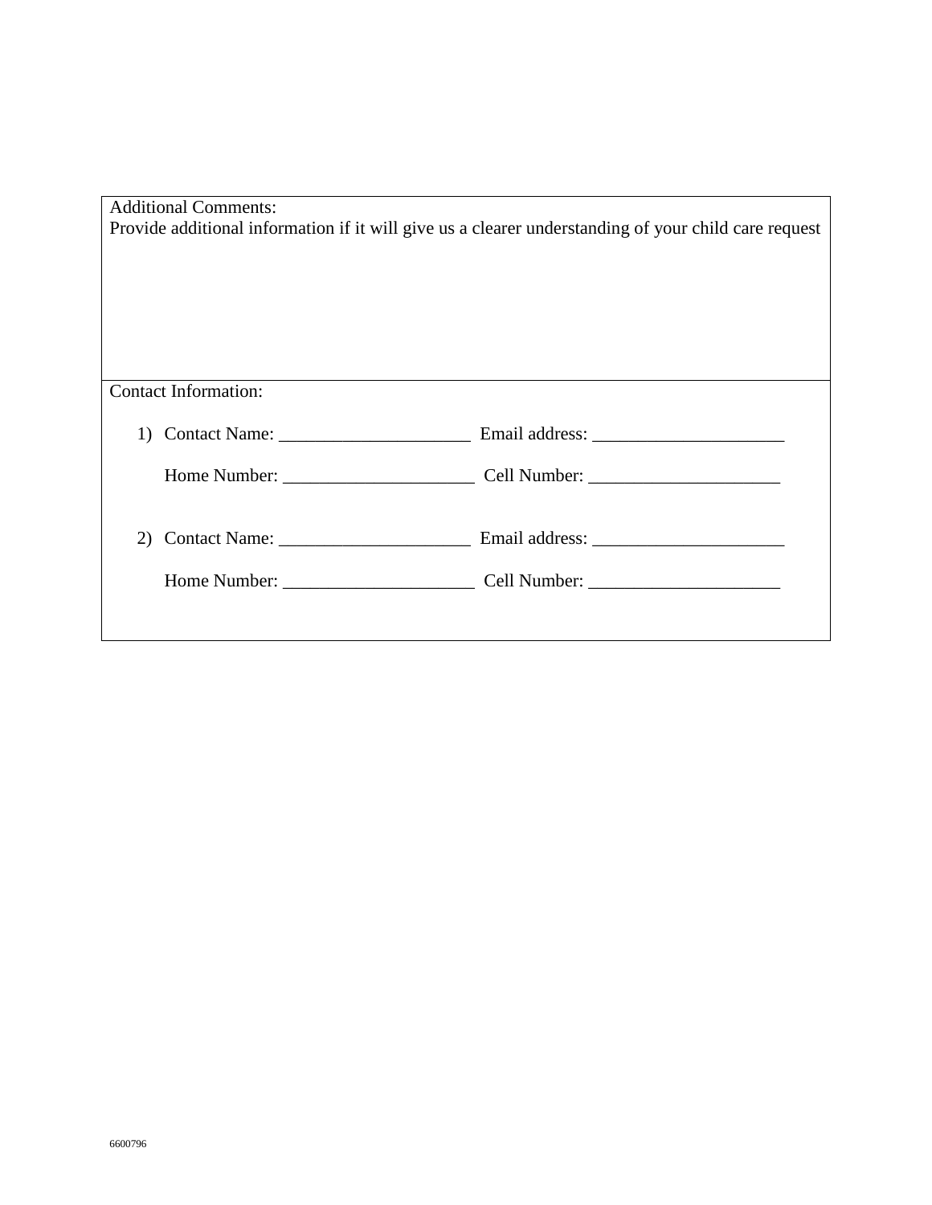Additional Comments:
Provide additional information if it will give us a clearer understanding of your child care request

Contact Information:

1) Contact Name: _____________________ Email address: _____________________

   Home Number: _____________________ Cell Number: _____________________

2) Contact Name: _____________________ Email address: _____________________

   Home Number: _____________________ Cell Number: _____________________

6600796